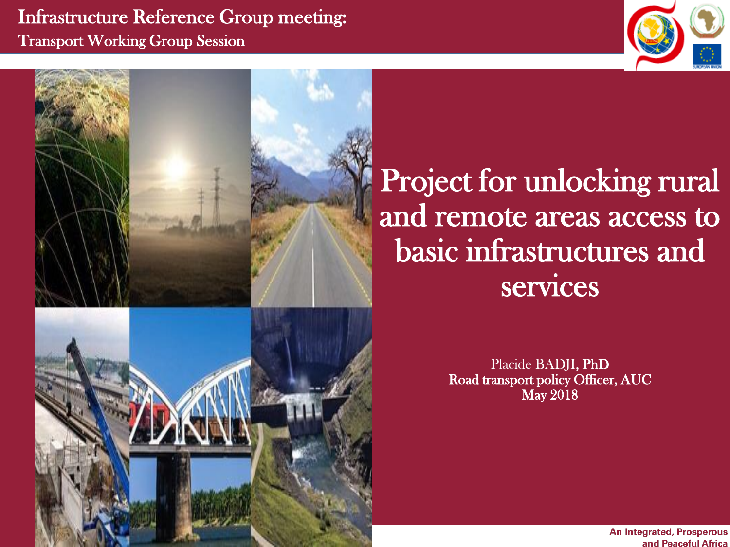Infrastructure Reference Group meeting:
Transport Working Group Session

# Project for unlocking rural and remote areas access to basic infrastructures and services

Placide BADJI, PhD
Road transport policy Officer, AUC
May 2018

An Integrated, Prosperous and Peaceful Africa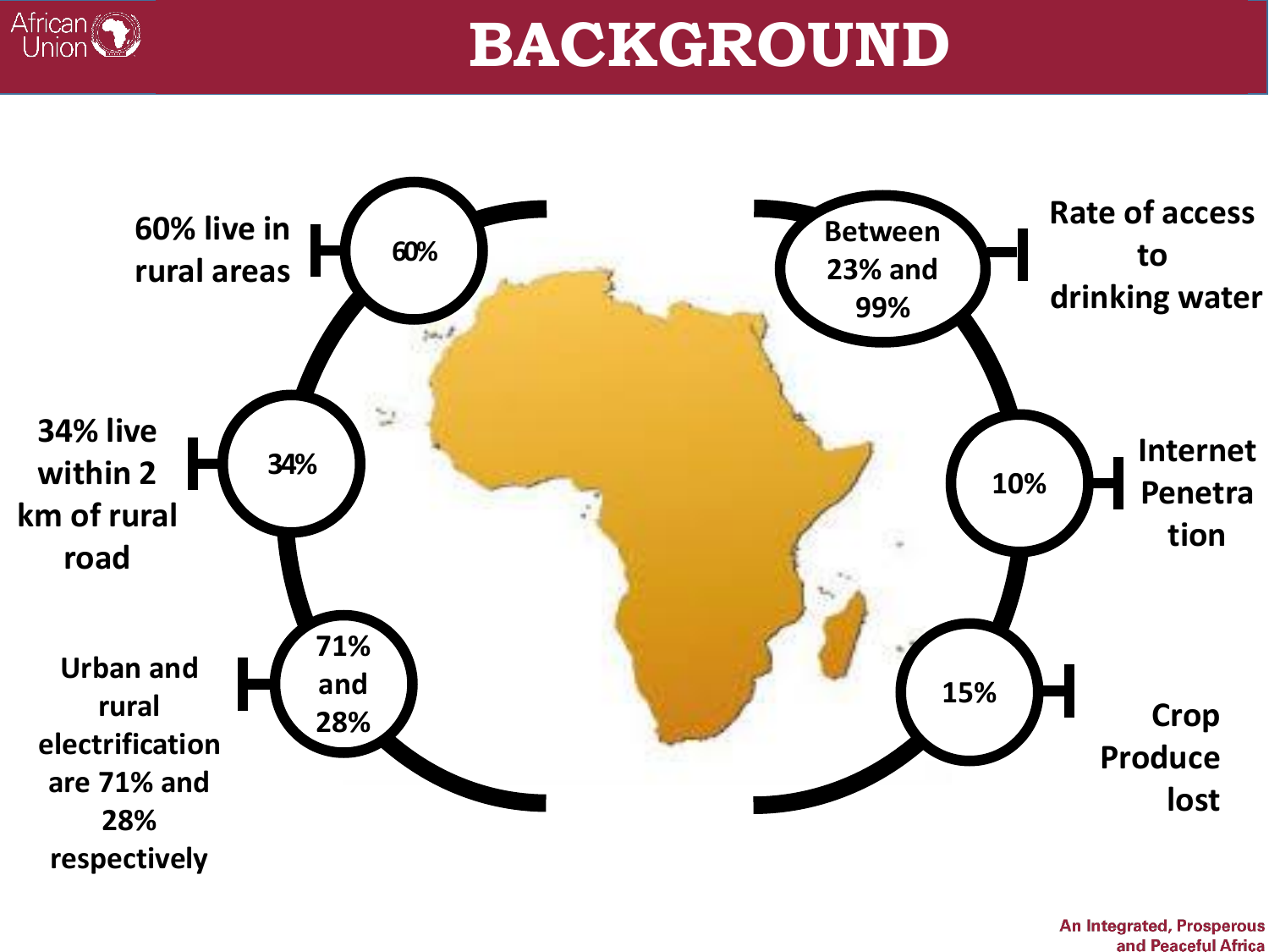# BACKGROUND

60% live in rural areas

60%

34% live within 2 km of rural road

34%

Urban and rural electrification are 71% and 28% respectively

71% and 28%

Rate of access to drinking water

Between 23% and 99%

Internet Penetra tion

10%

Crop Produce lost

15%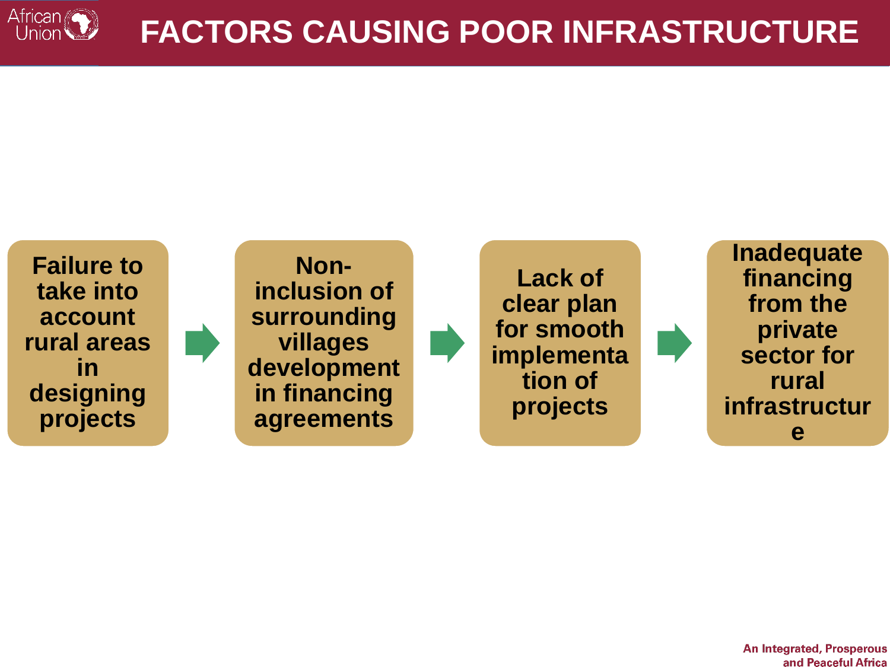# FACTORS CAUSING POOR INFRASTRUCTURE

- Failure to take into account rural areas in designing projects
- Non-inclusion of surrounding villages development in financing agreements
- Lack of clear plan for smooth implementation of projects
- Inadequate financing from the private sector for rural infrastructure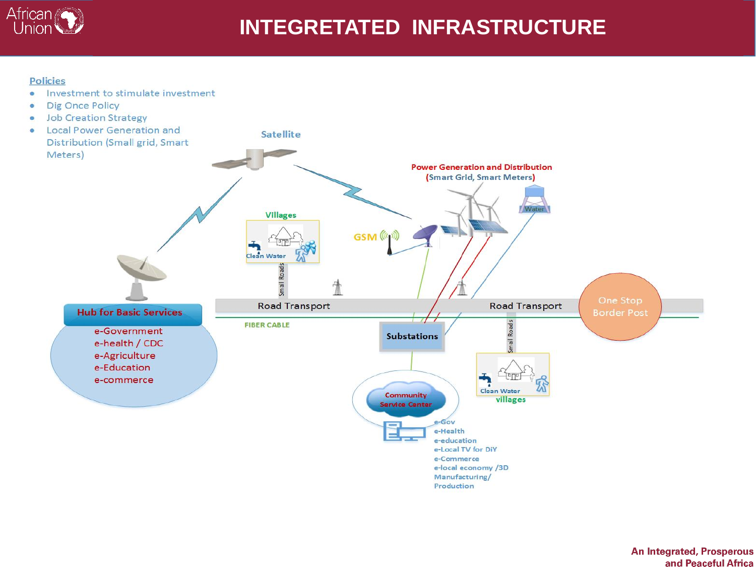# INTEGRETATED INFRASTRUCTURE

**Policies**

- Investment to stimulate investment
- Dig Once Policy
- Job Creation Strategy
- Local Power Generation and Distribution (Small grid, Smart Meters)

Satellite

Power Generation and Distribution
(Smart Grid, Smart Meters)

Water

Villages

Clean Water

GSM

Small Roads

Hub for Basic Services

e-Government
e-health / CDC
e-Agriculture
e-Education
e-commerce

Road Transport

Road Transport

FIBER CABLE

Substations

One Stop Border Post

Small Roads

Clean Water

villages

Community Service Center

e-Gov
e-Health
e-education
e-Local TV for DiY
e-Commerce
e-local economy /3D Manufacturing/ Production

An Integrated, Prosperous and Peaceful Africa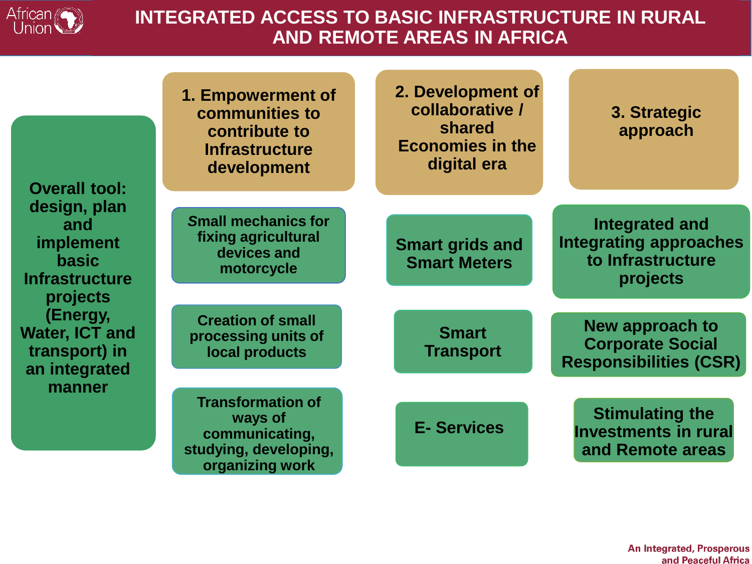# INTEGRATED ACCESS TO BASIC INFRASTRUCTURE IN RURAL AND REMOTE AREAS IN AFRICA

**Overall tool: design, plan and implement basic Infrastructure projects (Energy, Water, ICT and transport) in an integrated manner**

## 1. Empowerment of communities to contribute to Infrastructure development

- Small mechanics for fixing agricultural devices and motorcycle
- Creation of small processing units of local products
- Transformation of ways of communicating, studying, developing, organizing work

## 2. Development of collaborative / shared Economies in the digital era

- Smart grids and Smart Meters
- Smart Transport
- E- Services

## 3. Strategic approach

- Integrated and Integrating approaches to Infrastructure projects
- New approach to Corporate Social Responsibilities (CSR)
- Stimulating the Investments in rural and Remote areas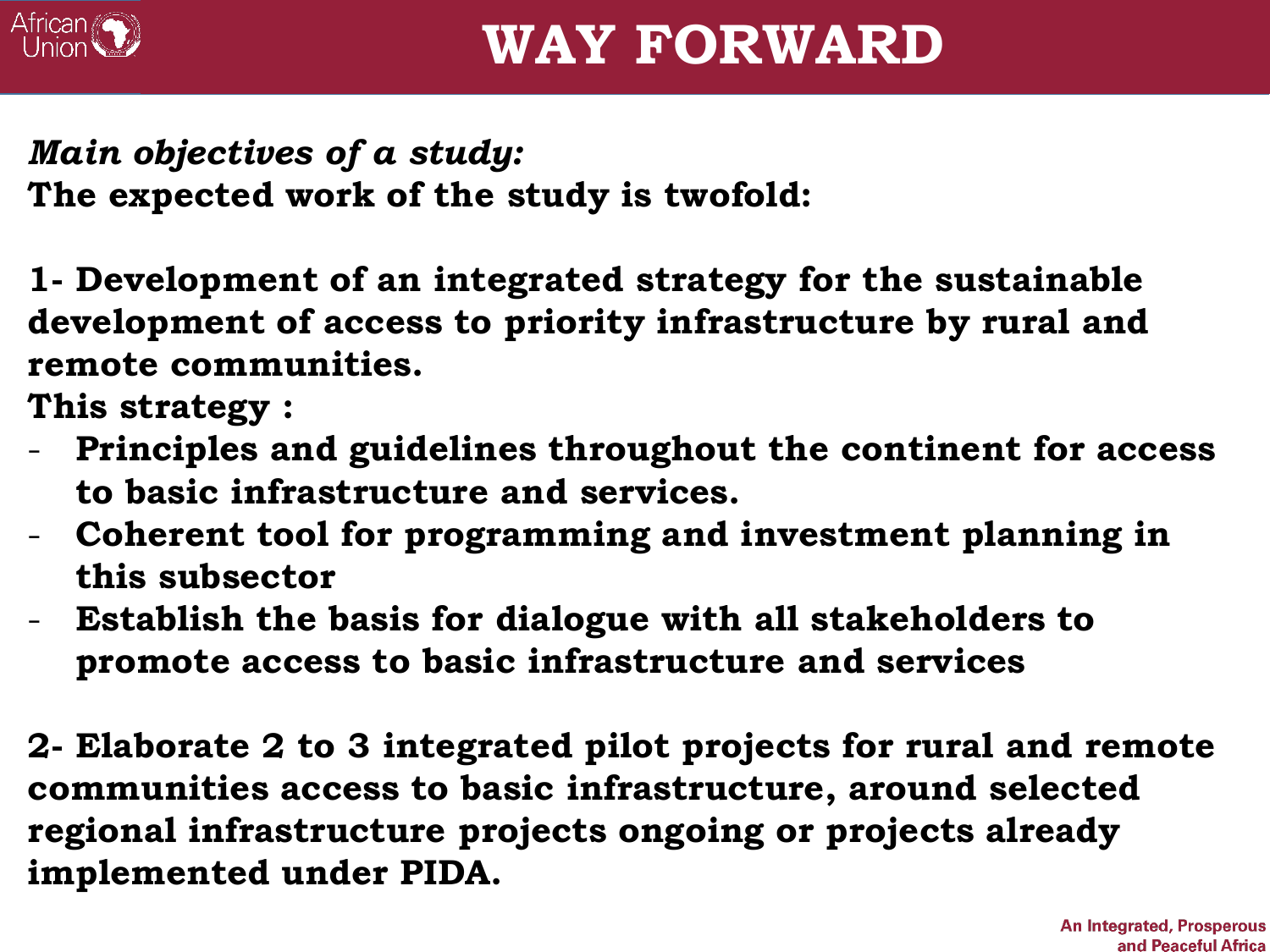# WAY FORWARD

***Main objectives of a study:***

**The expected work of the study is twofold:**

**1- Development of an integrated strategy for the sustainable development of access to priority infrastructure by rural and remote communities.**

**This strategy :**

- **Principles and guidelines throughout the continent for access to basic infrastructure and services.**
- **Coherent tool for programming and investment planning in this subsector**
- **Establish the basis for dialogue with all stakeholders to promote access to basic infrastructure and services**

**2- Elaborate 2 to 3 integrated pilot projects for rural and remote communities access to basic infrastructure, around selected regional infrastructure projects ongoing or projects already implemented under PIDA.**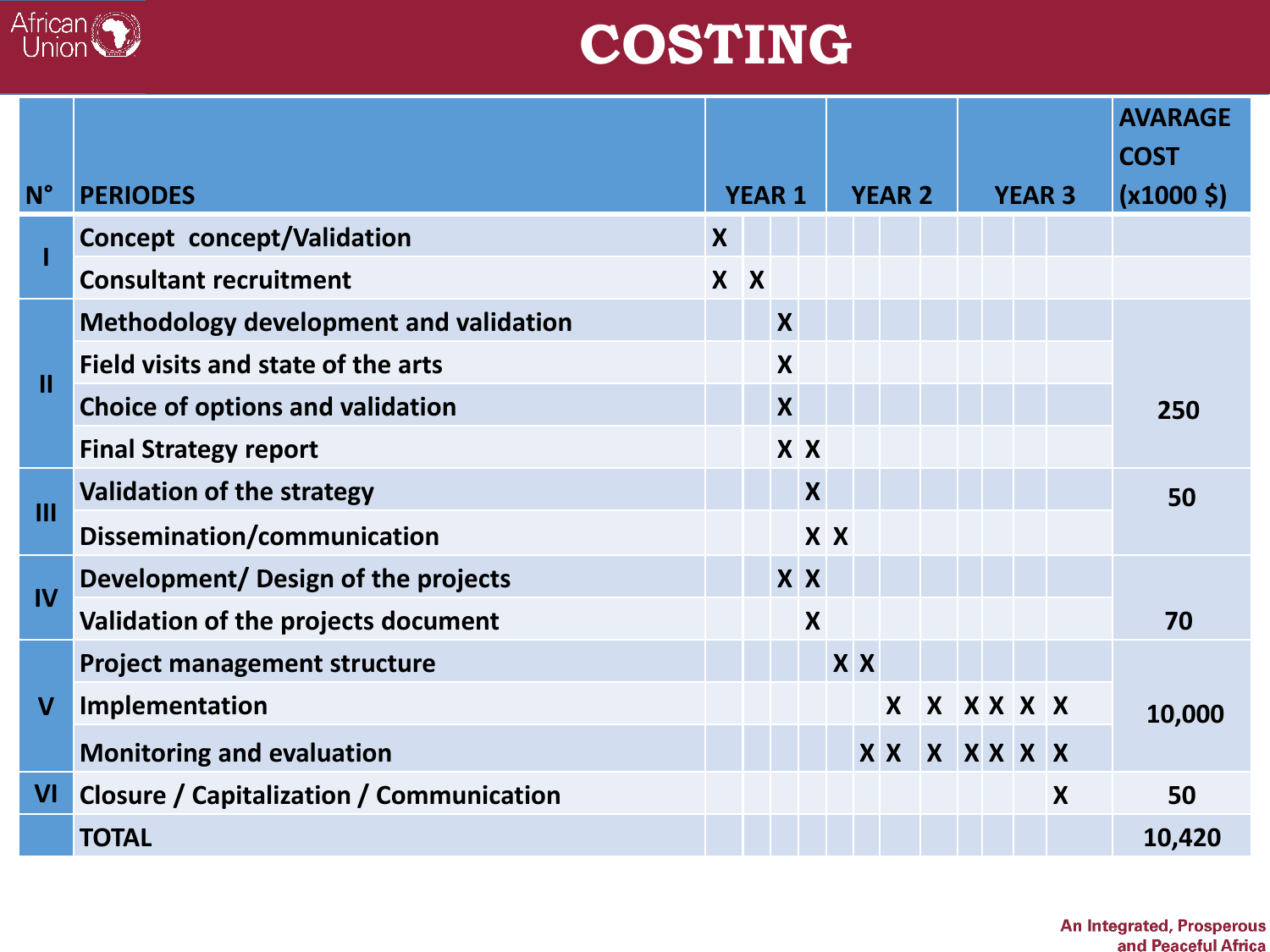# COSTING

| N° | PERIODES | YEAR 1 | | | | YEAR 2 | | | | YEAR 3 | | | | AVARAGE COST (x1000 $) |
|---|---|---|---|---|---|---|---|---|---|---|---|---|---|---|
| I | Concept concept/Validation | X | | | | | | | | | | | | |
| | Consultant recruitment | X | X | | | | | | | | | | | |
| II | Methodology development and validation | | | X | | | | | | | | | | |
| | Field visits and state of the arts | | | X | | | | | | | | | | |
| | Choice of options and validation | | | X | | | | | | | | | | 250 |
| | Final Strategy report | | | X | X | | | | | | | | | |
| III | Validation of the strategy | | | | X | | | | | | | | | 50 |
| | Dissemination/communication | | | | X | X | | | | | | | | |
| IV | Development/ Design of the projects | | | X | X | | | | | | | | | |
| | Validation of the projects document | | | | X | | | | | | | | | 70 |
| V | Project management structure | | | | | X | X | | | | | | | |
| | Implementation | | | | | | | X | X | X | X | X | X | 10,000 |
| | Monitoring and evaluation | | | | | | X | X | X | X | X | X | X | |
| VI | Closure / Capitalization / Communication | | | | | | | | | | | | X | 50 |
| | TOTAL | | | | | | | | | | | | | 10,420 |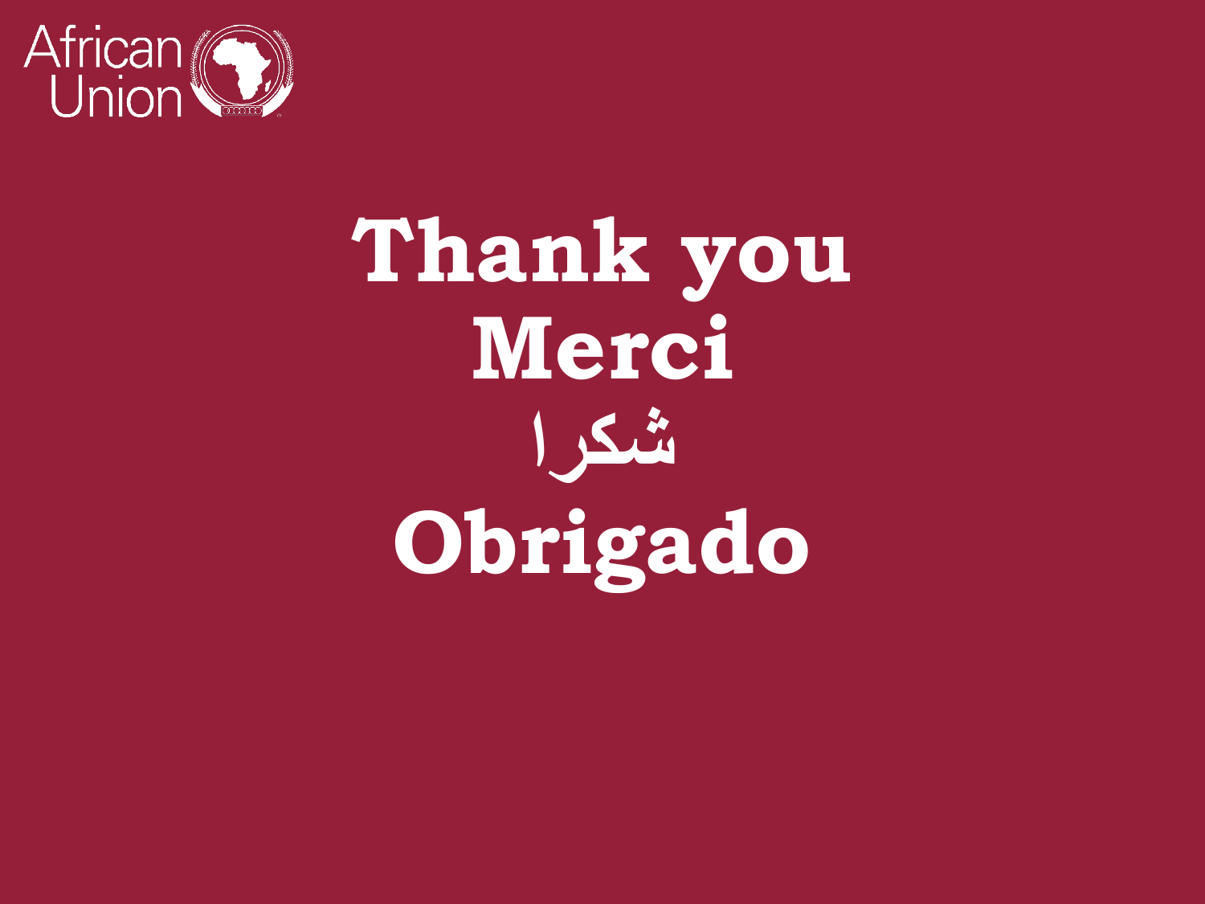African Union

# Thank you
# Merci
# شكرا
# Obrigado